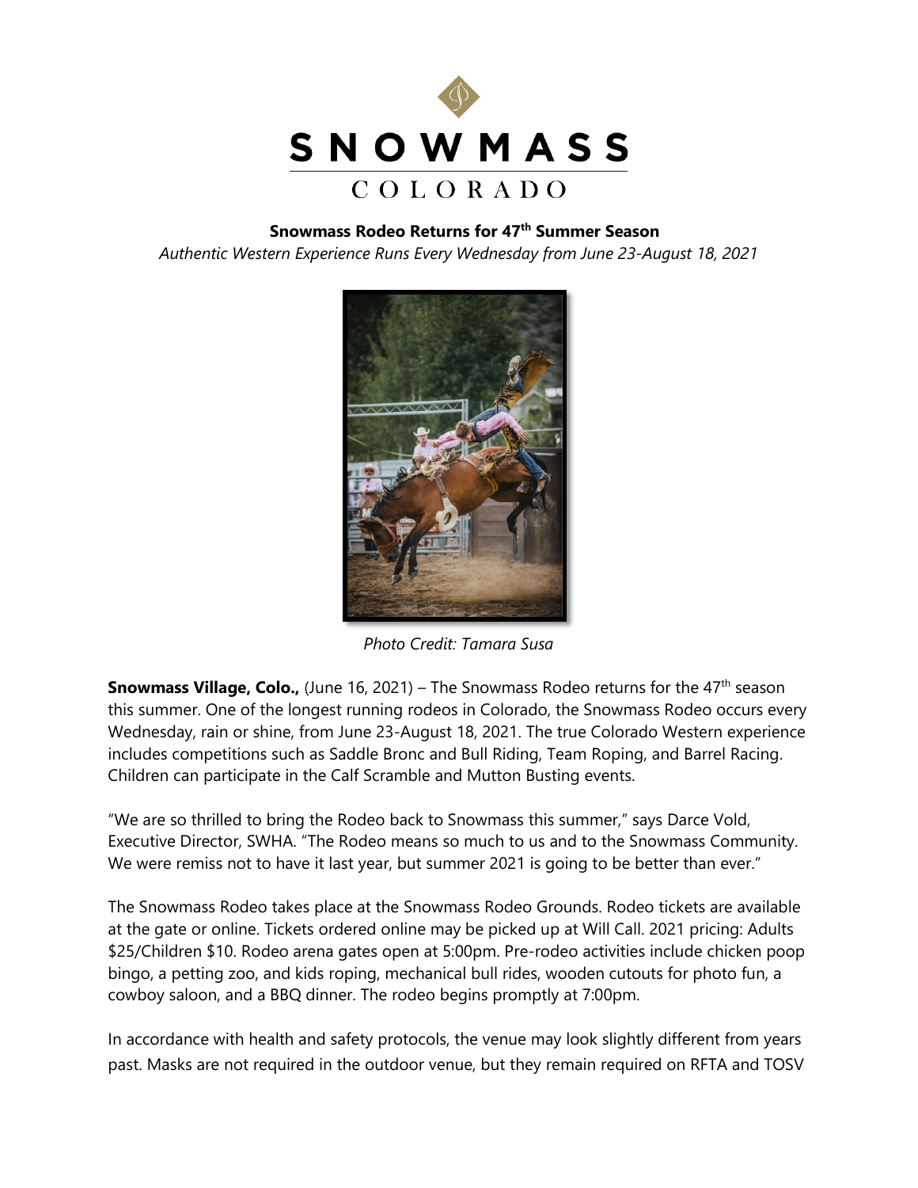SNOWMASS

COLORADO

**Snowmass Rodeo Returns for 47th Summer Season**

*Authentic Western Experience Runs Every Wednesday from June 23-August 18, 2021*

*Photo Credit: Tamara Susa*

**Snowmass Village, Colo.,** (June 16, 2021) – The Snowmass Rodeo returns for the 47th season this summer. One of the longest running rodeos in Colorado, the Snowmass Rodeo occurs every Wednesday, rain or shine, from June 23-August 18, 2021. The true Colorado Western experience includes competitions such as Saddle Bronc and Bull Riding, Team Roping, and Barrel Racing. Children can participate in the Calf Scramble and Mutton Busting events.

"We are so thrilled to bring the Rodeo back to Snowmass this summer," says Darce Vold, Executive Director, SWHA. "The Rodeo means so much to us and to the Snowmass Community. We were remiss not to have it last year, but summer 2021 is going to be better than ever."

The Snowmass Rodeo takes place at the Snowmass Rodeo Grounds. Rodeo tickets are available at the gate or online. Tickets ordered online may be picked up at Will Call. 2021 pricing: Adults $25/Children $10. Rodeo arena gates open at 5:00pm. Pre-rodeo activities include chicken poop bingo, a petting zoo, and kids roping, mechanical bull rides, wooden cutouts for photo fun, a cowboy saloon, and a BBQ dinner. The rodeo begins promptly at 7:00pm.

In accordance with health and safety protocols, the venue may look slightly different from years past. Masks are not required in the outdoor venue, but they remain required on RFTA and TOSV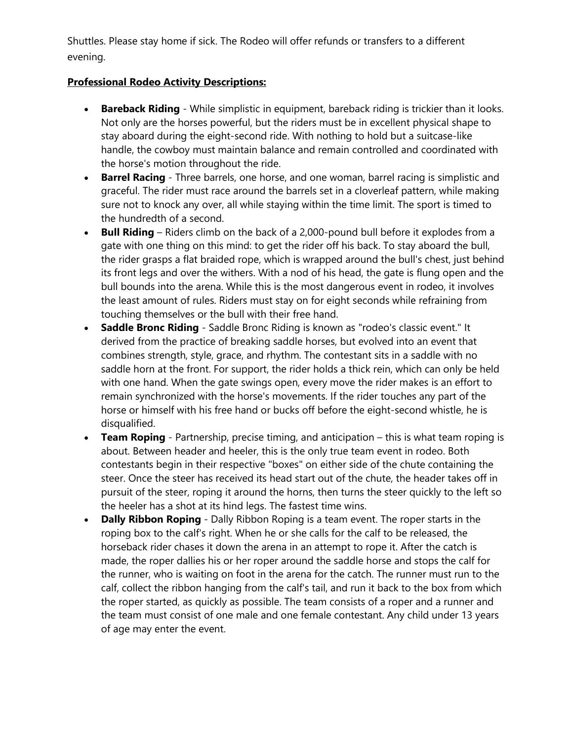Shuttles. Please stay home if sick. The Rodeo will offer refunds or transfers to a different evening.

**Professional Rodeo Activity Descriptions:**

- **Bareback Riding** - While simplistic in equipment, bareback riding is trickier than it looks. Not only are the horses powerful, but the riders must be in excellent physical shape to stay aboard during the eight-second ride. With nothing to hold but a suitcase-like handle, the cowboy must maintain balance and remain controlled and coordinated with the horse's motion throughout the ride.
- **Barrel Racing** - Three barrels, one horse, and one woman, barrel racing is simplistic and graceful. The rider must race around the barrels set in a cloverleaf pattern, while making sure not to knock any over, all while staying within the time limit. The sport is timed to the hundredth of a second.
- **Bull Riding** – Riders climb on the back of a 2,000-pound bull before it explodes from a gate with one thing on this mind: to get the rider off his back. To stay aboard the bull, the rider grasps a flat braided rope, which is wrapped around the bull's chest, just behind its front legs and over the withers. With a nod of his head, the gate is flung open and the bull bounds into the arena. While this is the most dangerous event in rodeo, it involves the least amount of rules. Riders must stay on for eight seconds while refraining from touching themselves or the bull with their free hand.
- **Saddle Bronc Riding** - Saddle Bronc Riding is known as "rodeo's classic event." It derived from the practice of breaking saddle horses, but evolved into an event that combines strength, style, grace, and rhythm. The contestant sits in a saddle with no saddle horn at the front. For support, the rider holds a thick rein, which can only be held with one hand. When the gate swings open, every move the rider makes is an effort to remain synchronized with the horse's movements. If the rider touches any part of the horse or himself with his free hand or bucks off before the eight-second whistle, he is disqualified.
- **Team Roping** - Partnership, precise timing, and anticipation – this is what team roping is about. Between header and heeler, this is the only true team event in rodeo. Both contestants begin in their respective "boxes" on either side of the chute containing the steer. Once the steer has received its head start out of the chute, the header takes off in pursuit of the steer, roping it around the horns, then turns the steer quickly to the left so the heeler has a shot at its hind legs. The fastest time wins.
- **Dally Ribbon Roping** - Dally Ribbon Roping is a team event. The roper starts in the roping box to the calf's right. When he or she calls for the calf to be released, the horseback rider chases it down the arena in an attempt to rope it. After the catch is made, the roper dallies his or her roper around the saddle horse and stops the calf for the runner, who is waiting on foot in the arena for the catch. The runner must run to the calf, collect the ribbon hanging from the calf's tail, and run it back to the box from which the roper started, as quickly as possible. The team consists of a roper and a runner and the team must consist of one male and one female contestant. Any child under 13 years of age may enter the event.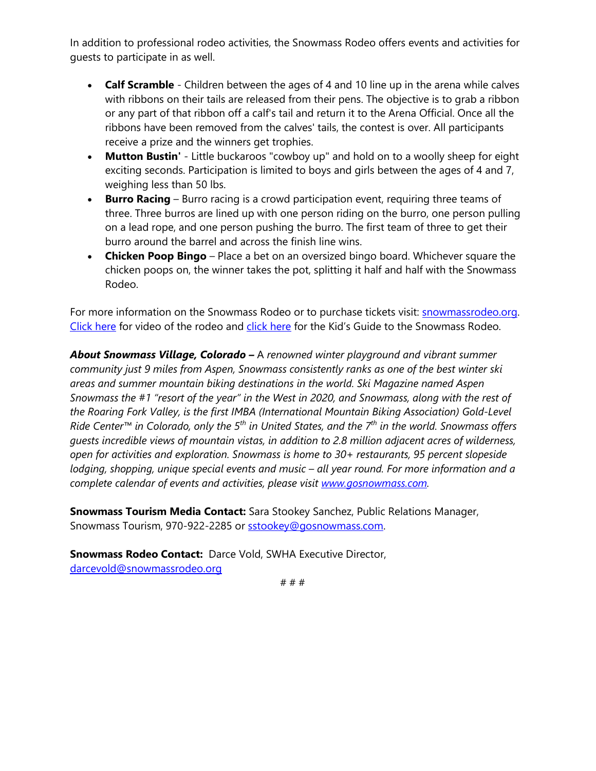In addition to professional rodeo activities, the Snowmass Rodeo offers events and activities for guests to participate in as well.

- **Calf Scramble** - Children between the ages of 4 and 10 line up in the arena while calves with ribbons on their tails are released from their pens. The objective is to grab a ribbon or any part of that ribbon off a calf's tail and return it to the Arena Official. Once all the ribbons have been removed from the calves' tails, the contest is over. All participants receive a prize and the winners get trophies.
- **Mutton Bustin'** - Little buckaroos "cowboy up" and hold on to a woolly sheep for eight exciting seconds. Participation is limited to boys and girls between the ages of 4 and 7, weighing less than 50 lbs.
- **Burro Racing** – Burro racing is a crowd participation event, requiring three teams of three. Three burros are lined up with one person riding on the burro, one person pulling on a lead rope, and one person pushing the burro. The first team of three to get their burro around the barrel and across the finish line wins.
- **Chicken Poop Bingo** – Place a bet on an oversized bingo board. Whichever square the chicken poops on, the winner takes the pot, splitting it half and half with the Snowmass Rodeo.

For more information on the Snowmass Rodeo or to purchase tickets visit: snowmassrodeo.org. Click here for video of the rodeo and click here for the Kid's Guide to the Snowmass Rodeo.

***About Snowmass Village, Colorado –*** *A renowned winter playground and vibrant summer community just 9 miles from Aspen, Snowmass consistently ranks as one of the best winter ski areas and summer mountain biking destinations in the world. Ski Magazine named Aspen Snowmass the #1 "resort of the year" in the West in 2020, and Snowmass, along with the rest of the Roaring Fork Valley, is the first IMBA (International Mountain Biking Association) Gold-Level Ride Center™ in Colorado, only the 5th in United States, and the 7th in the world. Snowmass offers guests incredible views of mountain vistas, in addition to 2.8 million adjacent acres of wilderness, open for activities and exploration. Snowmass is home to 30+ restaurants, 95 percent slopeside lodging, shopping, unique special events and music – all year round. For more information and a complete calendar of events and activities, please visit www.gosnowmass.com.*

**Snowmass Tourism Media Contact:** Sara Stookey Sanchez, Public Relations Manager, Snowmass Tourism, 970-922-2285 or sstookey@gosnowmass.com.

**Snowmass Rodeo Contact:** Darce Vold, SWHA Executive Director, darcevold@snowmassrodeo.org

# # #